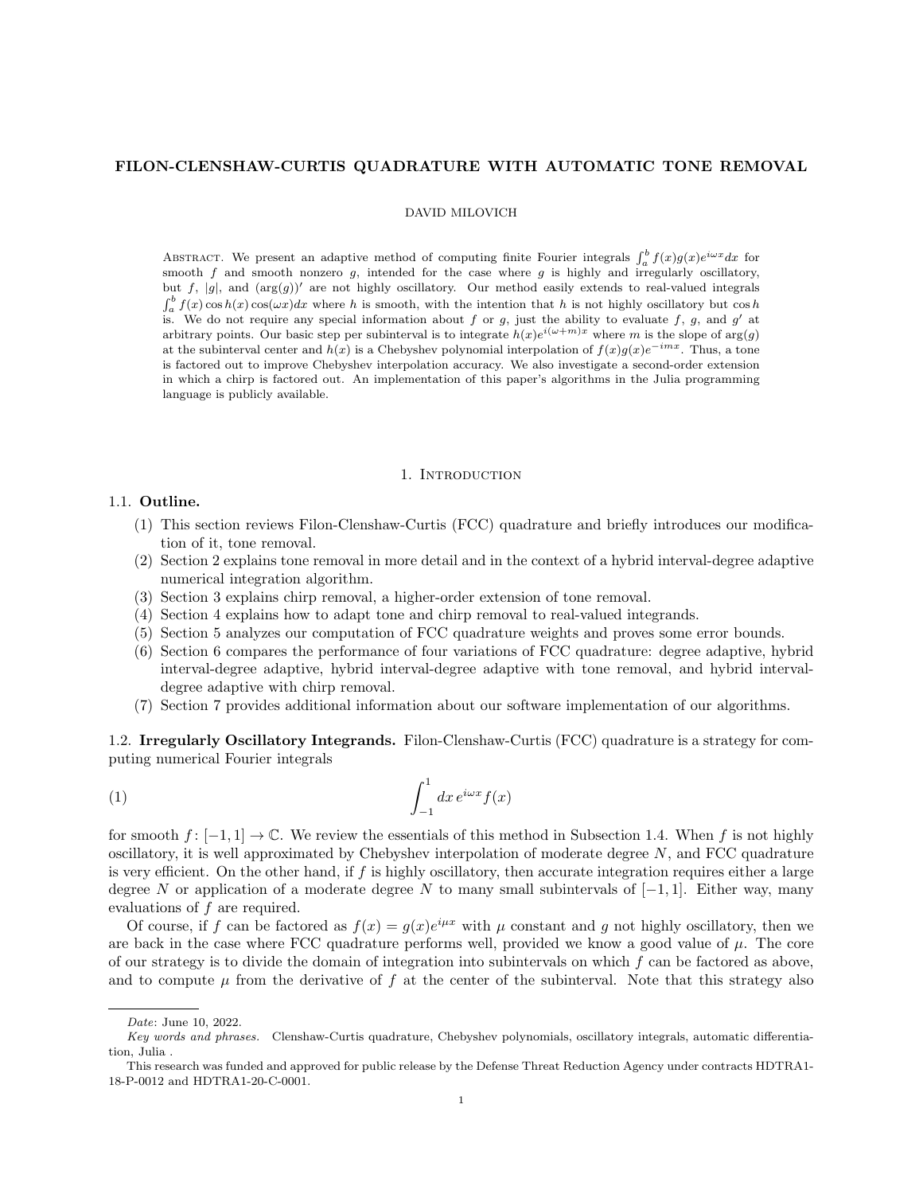# FILON-CLENSHAW-CURTIS QUADRATURE WITH AUTOMATIC TONE REMOVAL

DAVID MILOVICH

ABSTRACT. We present an adaptive method of computing finite Fourier integrals $\int_a^b f(x)g(x)e^{i\omega x}dx$ for smooth $f$ and smooth nonzero $g$, intended for the case where $g$ is highly and irregularly oscillatory, but $f$, $|g|$, and $(\arg(g))'$ are not highly oscillatory. Our method easily extends to real-valued integrals $\int_a^b f(x)\cos h(x)\cos(\omega x)dx$ where $h$ is smooth, with the intention that $h$ is not highly oscillatory but $\cos h$ is. We do not require any special information about $f$ or $g$, just the ability to evaluate $f$, $g$, and $g'$ at arbitrary points. Our basic step per subinterval is to integrate $h(x)e^{i(\omega+m)x}$ where $m$ is the slope of $\arg(g)$ at the subinterval center and $h(x)$ is a Chebyshev polynomial interpolation of $f(x)g(x)e^{-imx}$. Thus, a tone is factored out to improve Chebyshev interpolation accuracy. We also investigate a second-order extension in which a chirp is factored out. An implementation of this paper's algorithms in the Julia programming language is publicly available.

## 1. Introduction

### 1.1. Outline.

1. This section reviews Filon-Clenshaw-Curtis (FCC) quadrature and briefly introduces our modification of it, tone removal.
2. Section 2 explains tone removal in more detail and in the context of a hybrid interval-degree adaptive numerical integration algorithm.
3. Section 3 explains chirp removal, a higher-order extension of tone removal.
4. Section 4 explains how to adapt tone and chirp removal to real-valued integrands.
5. Section 5 analyzes our computation of FCC quadrature weights and proves some error bounds.
6. Section 6 compares the performance of four variations of FCC quadrature: degree adaptive, hybrid interval-degree adaptive, hybrid interval-degree adaptive with tone removal, and hybrid interval-degree adaptive with chirp removal.
7. Section 7 provides additional information about our software implementation of our algorithms.

### 1.2. Irregularly Oscillatory Integrands.

Filon-Clenshaw-Curtis (FCC) quadrature is a strategy for computing numerical Fourier integrals

$$\int_{-1}^{1} dx\, e^{i\omega x} f(x) \tag{1}$$

for smooth $f\colon [-1,1] \to \mathbb{C}$. We review the essentials of this method in Subsection 1.4. When $f$ is not highly oscillatory, it is well approximated by Chebyshev interpolation of moderate degree $N$, and FCC quadrature is very efficient. On the other hand, if $f$ is highly oscillatory, then accurate integration requires either a large degree $N$ or application of a moderate degree $N$ to many small subintervals of $[-1,1]$. Either way, many evaluations of $f$ are required.

Of course, if $f$ can be factored as $f(x) = g(x)e^{i\mu x}$ with $\mu$ constant and $g$ not highly oscillatory, then we are back in the case where FCC quadrature performs well, provided we know a good value of $\mu$. The core of our strategy is to divide the domain of integration into subintervals on which $f$ can be factored as above, and to compute $\mu$ from the derivative of $f$ at the center of the subinterval. Note that this strategy also

---

*Date*: June 10, 2022.

*Key words and phrases.* Clenshaw-Curtis quadrature, Chebyshev polynomials, oscillatory integrals, automatic differentiation, Julia .

This research was funded and approved for public release by the Defense Threat Reduction Agency under contracts HDTRA1-18-P-0012 and HDTRA1-20-C-0001.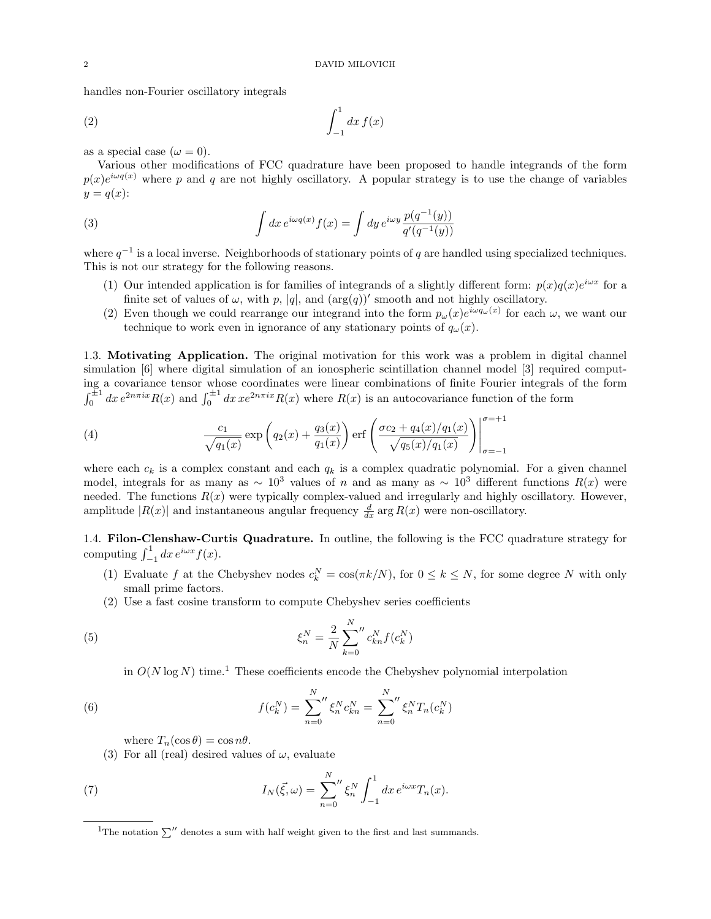handles non-Fourier oscillatory integrals

$$\int_{-1}^{1} dx\, f(x) \tag{2}$$

as a special case ($\omega = 0$).

Various other modifications of FCC quadrature have been proposed to handle integrands of the form $p(x)e^{i\omega q(x)}$ where $p$ and $q$ are not highly oscillatory. A popular strategy is to use the change of variables $y = q(x)$:

$$\int dx\, e^{i\omega q(x)} f(x) = \int dy\, e^{i\omega y} \frac{p(q^{-1}(y))}{q'(q^{-1}(y))} \tag{3}$$

where $q^{-1}$ is a local inverse. Neighborhoods of stationary points of $q$ are handled using specialized techniques. This is not our strategy for the following reasons.

1. Our intended application is for families of integrands of a slightly different form: $p(x)q(x)e^{i\omega x}$ for a finite set of values of $\omega$, with $p$, $|q|$, and $(\arg(q))'$ smooth and not highly oscillatory.
2. Even though we could rearrange our integrand into the form $p_\omega(x)e^{i\omega q_\omega(x)}$ for each $\omega$, we want our technique to work even in ignorance of any stationary points of $q_\omega(x)$.

**1.3. Motivating Application.** The original motivation for this work was a problem in digital channel simulation [6] where digital simulation of an ionospheric scintillation channel model [3] required computing a covariance tensor whose coordinates were linear combinations of finite Fourier integrals of the form $\int_0^{\pm 1} dx\, e^{2n\pi i x} R(x)$ and $\int_0^{\pm 1} dx\, x e^{2n\pi i x} R(x)$ where $R(x)$ is an autocovariance function of the form

$$\frac{c_1}{\sqrt{q_1(x)}} \exp\left(q_2(x) + \frac{q_3(x)}{q_1(x)}\right) \operatorname{erf}\left(\frac{\sigma c_2 + q_4(x)/q_1(x)}{\sqrt{q_5(x)/q_1(x)}}\right)\Bigg|_{\sigma=-1}^{\sigma=+1} \tag{4}$$

where each $c_k$ is a complex constant and each $q_k$ is a complex quadratic polynomial. For a given channel model, integrals for as many as $\sim 10^3$ values of $n$ and as many as $\sim 10^3$ different functions $R(x)$ were needed. The functions $R(x)$ were typically complex-valued and irregularly and highly oscillatory. However, amplitude $|R(x)|$ and instantaneous angular frequency $\frac{d}{dx} \arg R(x)$ were non-oscillatory.

**1.4. Filon-Clenshaw-Curtis Quadrature.** In outline, the following is the FCC quadrature strategy for computing $\int_{-1}^{1} dx\, e^{i\omega x} f(x)$.

1. Evaluate $f$ at the Chebyshev nodes $c_k^N = \cos(\pi k/N)$, for $0 \le k \le N$, for some degree $N$ with only small prime factors.
2. Use a fast cosine transform to compute Chebyshev series coefficients

$$\xi_n^N = \frac{2}{N} \sum_{k=0}^{N}{}'' c_{kn}^N f(c_k^N) \tag{5}$$

   in $O(N \log N)$ time.[1] These coefficients encode the Chebyshev polynomial interpolation

$$f(c_k^N) = \sum_{n=0}^{N}{}'' \xi_n^N c_{kn}^N = \sum_{n=0}^{N}{}'' \xi_n^N T_n(c_k^N) \tag{6}$$

   where $T_n(\cos\theta) = \cos n\theta$.

3. For all (real) desired values of $\omega$, evaluate

$$I_N(\vec{\xi}, \omega) = \sum_{n=0}^{N}{}'' \xi_n^N \int_{-1}^{1} dx\, e^{i\omega x} T_n(x). \tag{7}$$

[1] The notation $\sum''$ denotes a sum with half weight given to the first and last summands.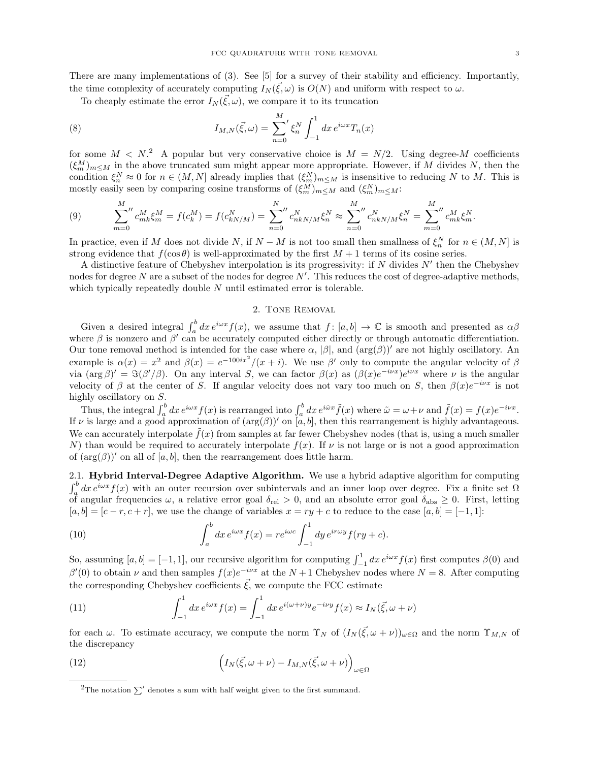There are many implementations of (3). See [5] for a survey of their stability and efficiency. Importantly, the time complexity of accurately computing $I_N(\vec{\xi}, \omega)$ is $O(N)$ and uniform with respect to $\omega$.

To cheaply estimate the error $I_N(\vec{\xi}, \omega)$, we compare it to its truncation

$$I_{M,N}(\vec{\xi}, \omega) = {\sum_{n=0}^{M}}' \xi_n^N \int_{-1}^{1} dx\, e^{i\omega x} T_n(x) \tag{8}$$

for some $M < N$.[2] A popular but very conservative choice is $M = N/2$. Using degree-$M$ coefficients $(\xi_m^M)_{m \le M}$ in the above truncated sum might appear more appropriate. However, if $M$ divides $N$, then the condition $\xi_n^N \approx 0$ for $n \in (M, N]$ already implies that $(\xi_m^N)_{m \le M}$ is insensitive to reducing $N$ to $M$. This is mostly easily seen by comparing cosine transforms of $(\xi_m^M)_{m \le M}$ and $(\xi_m^N)_{m \le M}$:

$$\sum_{m=0}^{M}{}'' c_{mk}^M \xi_m^M = f(c_k^M) = f(c_{kN/M}^N) = \sum_{n=0}^{N}{}'' c_{nkN/M}^N \xi_n^N \approx \sum_{n=0}^{M}{}'' c_{nkN/M}^N \xi_n^N = \sum_{m=0}^{M}{}'' c_{mk}^M \xi_m^N. \tag{9}$$

In practice, even if $M$ does not divide $N$, if $N - M$ is not too small then smallness of $\xi_n^N$ for $n \in (M, N]$ is strong evidence that $f(\cos\theta)$ is well-approximated by the first $M + 1$ terms of its cosine series.

A distinctive feature of Chebyshev interpolation is its progressivity: if $N$ divides $N'$ then the Chebyshev nodes for degree $N$ are a subset of the nodes for degree $N'$. This reduces the cost of degree-adaptive methods, which typically repeatedly double $N$ until estimated error is tolerable.

## 2. Tone Removal

Given a desired integral $\int_a^b dx\, e^{i\omega x} f(x)$, we assume that $f : [a, b] \to \mathbb{C}$ is smooth and presented as $\alpha\beta$ where $\beta$ is nonzero and $\beta'$ can be accurately computed either directly or through automatic differentiation. Our tone removal method is intended for the case where $\alpha$, $|\beta|$, and $(\arg(\beta))'$ are not highly oscillatory. An example is $\alpha(x) = x^2$ and $\beta(x) = e^{-100ix^2}/(x + i)$. We use $\beta'$ only to compute the angular velocity of $\beta$ via $(\arg\beta)' = \Im(\beta'/\beta)$. On any interval $S$, we can factor $\beta(x)$ as $(\beta(x)e^{-i\nu x})e^{i\nu x}$ where $\nu$ is the angular velocity of $\beta$ at the center of $S$. If angular velocity does not vary too much on $S$, then $\beta(x)e^{-i\nu x}$ is not highly oscillatory on $S$.

Thus, the integral $\int_a^b dx\, e^{i\omega x} f(x)$ is rearranged into $\int_a^b dx\, e^{i\tilde{\omega} x} \tilde{f}(x)$ where $\tilde{\omega} = \omega + \nu$ and $\tilde{f}(x) = f(x)e^{-i\nu x}$. If $\nu$ is large and a good approximation of $(\arg(\beta))'$ on $[a, b]$, then this rearrangement is highly advantageous. We can accurately interpolate $\tilde{f}(x)$ from samples at far fewer Chebyshev nodes (that is, using a much smaller $N$) than would be required to accurately interpolate $f(x)$. If $\nu$ is not large or is not a good approximation of $(\arg(\beta))'$ on all of $[a, b]$, then the rearrangement does little harm.

**2.1. Hybrid Interval-Degree Adaptive Algorithm.** We use a hybrid adaptive algorithm for computing $\int_a^b dx\, e^{i\omega x} f(x)$ with an outer recursion over subintervals and an inner loop over degree. Fix a finite set $\Omega$ of angular frequencies $\omega$, a relative error goal $\delta_{\text{rel}} > 0$, and an absolute error goal $\delta_{\text{abs}} \ge 0$. First, letting $[a, b] = [c - r, c + r]$, we use the change of variables $x = ry + c$ to reduce to the case $[a, b] = [-1, 1]$:

$$\int_a^b dx\, e^{i\omega x} f(x) = re^{i\omega c} \int_{-1}^{1} dy\, e^{ir\omega y} f(ry + c). \tag{10}$$

So, assuming $[a, b] = [-1, 1]$, our recursive algorithm for computing $\int_{-1}^{1} dx\, e^{i\omega x} f(x)$ first computes $\beta(0)$ and $\beta'(0)$ to obtain $\nu$ and then samples $f(x)e^{-i\nu x}$ at the $N+1$ Chebyshev nodes where $N = 8$. After computing the corresponding Chebyshev coefficients $\vec{\xi}$, we compute the FCC estimate

$$\int_{-1}^{1} dx\, e^{i\omega x} f(x) = \int_{-1}^{1} dx\, e^{i(\omega+\nu)y} e^{-i\nu y} f(x) \approx I_N(\vec{\xi}, \omega + \nu) \tag{11}$$

for each $\omega$. To estimate accuracy, we compute the norm $\Upsilon_N$ of $(I_N(\vec{\xi}, \omega + \nu))_{\omega \in \Omega}$ and the norm $\Upsilon_{M,N}$ of the discrepancy

$$\Big(I_N(\vec{\xi}, \omega + \nu) - I_{M,N}(\vec{\xi}, \omega + \nu)\Big)_{\omega \in \Omega} \tag{12}$$

---

[2] The notation $\sum'$ denotes a sum with half weight given to the first summand.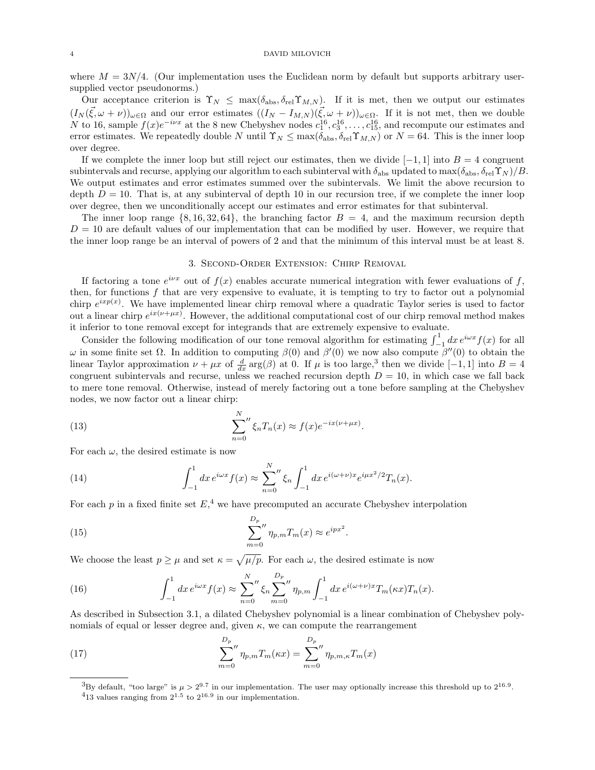where $M = 3N/4$. (Our implementation uses the Euclidean norm by default but supports arbitrary user-supplied vector pseudonorms.)

Our acceptance criterion is $\Upsilon_N \leq \max(\delta_{\text{abs}}, \delta_{\text{rel}}\Upsilon_{M,N})$. If it is met, then we output our estimates $(I_N(\vec{\xi}, \omega + \nu))_{\omega\in\Omega}$ and our error estimates $((I_N - I_{M,N})(\vec{\xi}, \omega + \nu))_{\omega\in\Omega}$. If it is not met, then we double $N$ to 16, sample $f(x)e^{-i\nu x}$ at the 8 new Chebyshev nodes $c_1^{16}, c_3^{16}, \ldots, c_{15}^{16}$, and recompute our estimates and error estimates. We repeatedly double $N$ until $\Upsilon_N \leq \max(\delta_{\text{abs}}, \delta_{\text{rel}}\Upsilon_{M,N})$ or $N = 64$. This is the inner loop over degree.

If we complete the inner loop but still reject our estimates, then we divide $[-1, 1]$ into $B = 4$ congruent subintervals and recurse, applying our algorithm to each subinterval with $\delta_{\text{abs}}$ updated to $\max(\delta_{\text{abs}}, \delta_{\text{rel}}\Upsilon_N)/B$. We output estimates and error estimates summed over the subintervals. We limit the above recursion to depth $D = 10$. That is, at any subinterval of depth 10 in our recursion tree, if we complete the inner loop over degree, then we unconditionally accept our estimates and error estimates for that subinterval.

The inner loop range $\{8, 16, 32, 64\}$, the branching factor $B = 4$, and the maximum recursion depth $D = 10$ are default values of our implementation that can be modified by user. However, we require that the inner loop range be an interval of powers of 2 and that the minimum of this interval must be at least 8.

## 3. Second-Order Extension: Chirp Removal

If factoring a tone $e^{i\nu x}$ out of $f(x)$ enables accurate numerical integration with fewer evaluations of $f$, then, for functions $f$ that are very expensive to evaluate, it is tempting to try to factor out a polynomial chirp $e^{ixp(x)}$. We have implemented linear chirp removal where a quadratic Taylor series is used to factor out a linear chirp $e^{ix(\nu+\mu x)}$. However, the additional computational cost of our chirp removal method makes it inferior to tone removal except for integrands that are extremely expensive to evaluate.

Consider the following modification of our tone removal algorithm for estimating $\int_{-1}^{1} dx\, e^{i\omega x} f(x)$ for all $\omega$ in some finite set $\Omega$. In addition to computing $\beta(0)$ and $\beta'(0)$ we now also compute $\beta''(0)$ to obtain the linear Taylor approximation $\nu + \mu x$ of $\frac{d}{dx}\arg(\beta)$ at 0. If $\mu$ is too large,[3] then we divide $[-1, 1]$ into $B = 4$ congruent subintervals and recurse, unless we reached recursion depth $D = 10$, in which case we fall back to mere tone removal. Otherwise, instead of merely factoring out a tone before sampling at the Chebyshev nodes, we now factor out a linear chirp:

$$\sum_{n=0}^{N}{}'' \xi_n T_n(x) \approx f(x)e^{-ix(\nu+\mu x)}. \tag{13}$$

For each $\omega$, the desired estimate is now

$$\int_{-1}^{1} dx\, e^{i\omega x} f(x) \approx \sum_{n=0}^{N}{}'' \xi_n \int_{-1}^{1} dx\, e^{i(\omega+\nu)x} e^{i\mu x^2/2} T_n(x). \tag{14}$$

For each $p$ in a fixed finite set $E$,[4] we have precomputed an accurate Chebyshev interpolation

$$\sum_{m=0}^{D_p}{}'' \eta_{p,m} T_m(x) \approx e^{ipx^2}. \tag{15}$$

We choose the least $p \geq \mu$ and set $\kappa = \sqrt{\mu/p}$. For each $\omega$, the desired estimate is now

$$\int_{-1}^{1} dx\, e^{i\omega x} f(x) \approx \sum_{n=0}^{N}{}'' \xi_n \sum_{m=0}^{D_p}{}'' \eta_{p,m} \int_{-1}^{1} dx\, e^{i(\omega+\nu)x} T_m(\kappa x) T_n(x). \tag{16}$$

As described in Subsection 3.1, a dilated Chebyshev polynomial is a linear combination of Chebyshev polynomials of equal or lesser degree and, given $\kappa$, we can compute the rearrangement

$$\sum_{m=0}^{D_p}{}'' \eta_{p,m} T_m(\kappa x) = \sum_{m=0}^{D_p}{}'' \eta_{p,m,\kappa} T_m(x) \tag{17}$$

---

[3] By default, "too large" is $\mu > 2^{9.7}$ in our implementation. The user may optionally increase this threshold up to $2^{16.9}$.

[4] 13 values ranging from $2^{1.5}$ to $2^{16.9}$ in our implementation.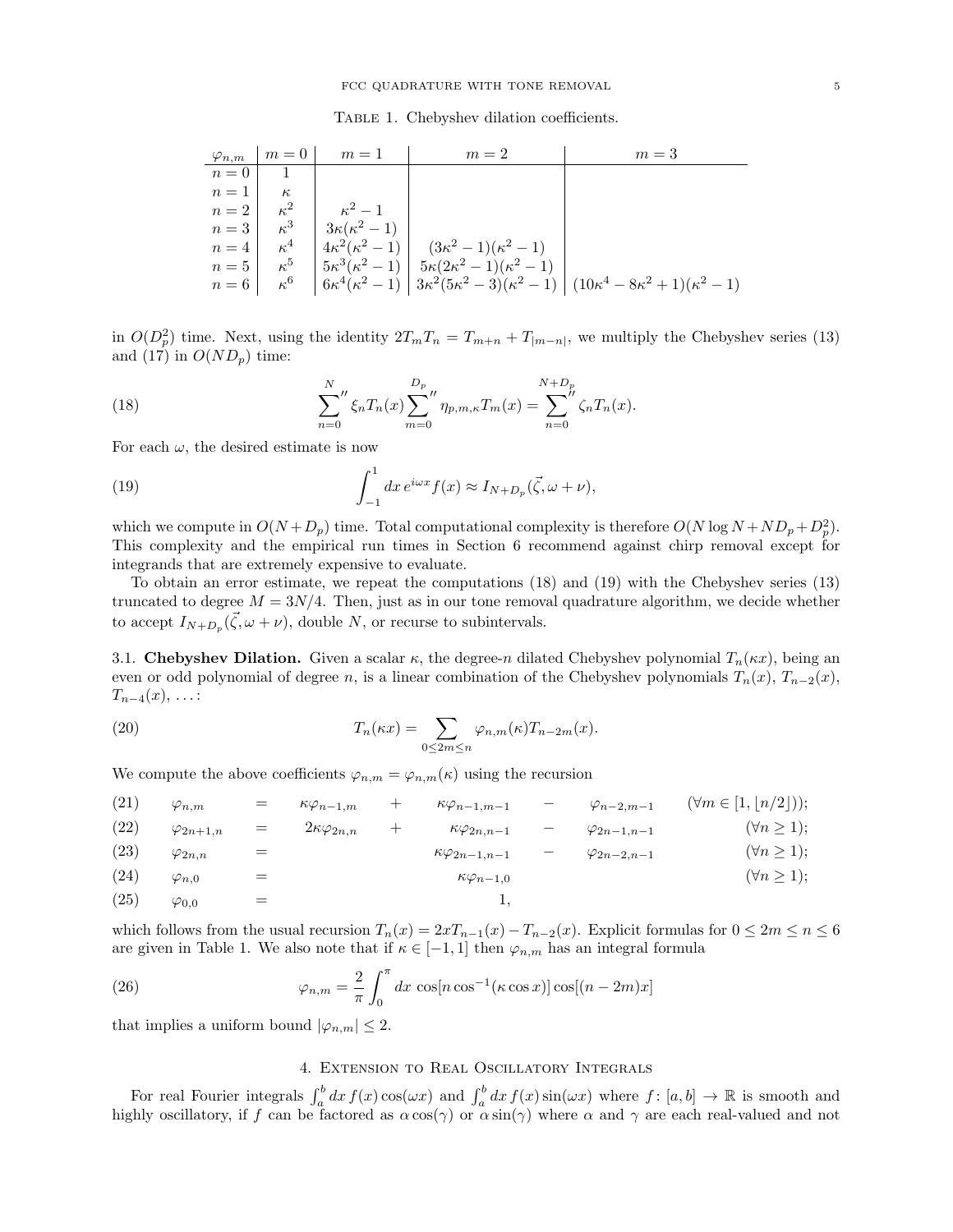Table 1. Chebyshev dilation coefficients.

| $\varphi_{n,m}$ | $m=0$ | $m=1$ | $m=2$ | $m=3$ |
|---|---|---|---|---|
| $n=0$ | $1$ | | | |
| $n=1$ | $\kappa$ | | | |
| $n=2$ | $\kappa^2$ | $\kappa^2-1$ | | |
| $n=3$ | $\kappa^3$ | $3\kappa(\kappa^2-1)$ | | |
| $n=4$ | $\kappa^4$ | $4\kappa^2(\kappa^2-1)$ | $(3\kappa^2-1)(\kappa^2-1)$ | |
| $n=5$ | $\kappa^5$ | $5\kappa^3(\kappa^2-1)$ | $5\kappa(2\kappa^2-1)(\kappa^2-1)$ | |
| $n=6$ | $\kappa^6$ | $6\kappa^4(\kappa^2-1)$ | $3\kappa^2(5\kappa^2-3)(\kappa^2-1)$ | $(10\kappa^4-8\kappa^2+1)(\kappa^2-1)$ |

in $O(D_p^2)$ time. Next, using the identity $2T_mT_n = T_{m+n} + T_{|m-n|}$, we multiply the Chebyshev series (13) and (17) in $O(ND_p)$ time:

$$\sum_{n=0}^{N}{}'' \xi_n T_n(x) \sum_{m=0}^{D_p}{}'' \eta_{p,m,\kappa} T_m(x) = \sum_{n=0}^{N+D_p}{}'' \zeta_n T_n(x). \tag{18}$$

For each $\omega$, the desired estimate is now

$$\int_{-1}^{1} dx\, e^{i\omega x} f(x) \approx I_{N+D_p}(\vec{\zeta}, \omega+\nu), \tag{19}$$

which we compute in $O(N+D_p)$ time. Total computational complexity is therefore $O(N\log N + ND_p + D_p^2)$. This complexity and the empirical run times in Section 6 recommend against chirp removal except for integrands that are extremely expensive to evaluate.

To obtain an error estimate, we repeat the computations (18) and (19) with the Chebyshev series (13) truncated to degree $M = 3N/4$. Then, just as in our tone removal quadrature algorithm, we decide whether to accept $I_{N+D_p}(\vec{\zeta}, \omega+\nu)$, double $N$, or recurse to subintervals.

**3.1. Chebyshev Dilation.** Given a scalar $\kappa$, the degree-$n$ dilated Chebyshev polynomial $T_n(\kappa x)$, being an even or odd polynomial of degree $n$, is a linear combination of the Chebyshev polynomials $T_n(x)$, $T_{n-2}(x)$, $T_{n-4}(x)$, $\ldots$:

$$T_n(\kappa x) = \sum_{0\le 2m\le n} \varphi_{n,m}(\kappa) T_{n-2m}(x). \tag{20}$$

We compute the above coefficients $\varphi_{n,m} = \varphi_{n,m}(\kappa)$ using the recursion

$$\varphi_{n,m} = \kappa\varphi_{n-1,m} + \kappa\varphi_{n-1,m-1} - \varphi_{n-2,m-1} \quad (\forall m \in [1, \lfloor n/2 \rfloor)); \tag{21}$$

$$\varphi_{2n+1,n} = 2\kappa\varphi_{2n,n} + \kappa\varphi_{2n,n-1} - \varphi_{2n-1,n-1} \quad (\forall n \ge 1); \tag{22}$$

$$\varphi_{2n,n} = \kappa\varphi_{2n-1,n-1} - \varphi_{2n-2,n-1} \quad (\forall n \ge 1); \tag{23}$$

$$\varphi_{n,0} = \kappa\varphi_{n-1,0} \quad (\forall n \ge 1); \tag{24}$$

$$\varphi_{0,0} = 1, \tag{25}$$

which follows from the usual recursion $T_n(x) = 2xT_{n-1}(x) - T_{n-2}(x)$. Explicit formulas for $0 \le 2m \le n \le 6$ are given in Table 1. We also note that if $\kappa \in [-1,1]$ then $\varphi_{n,m}$ has an integral formula

$$\varphi_{n,m} = \frac{2}{\pi}\int_0^{\pi} dx\, \cos[n\cos^{-1}(\kappa\cos x)]\cos[(n-2m)x] \tag{26}$$

that implies a uniform bound $|\varphi_{n,m}| \le 2$.

## 4. Extension to Real Oscillatory Integrals

For real Fourier integrals $\int_a^b dx\, f(x)\cos(\omega x)$ and $\int_a^b dx\, f(x)\sin(\omega x)$ where $f\colon [a,b] \to \mathbb{R}$ is smooth and highly oscillatory, if $f$ can be factored as $\alpha\cos(\gamma)$ or $\alpha\sin(\gamma)$ where $\alpha$ and $\gamma$ are each real-valued and not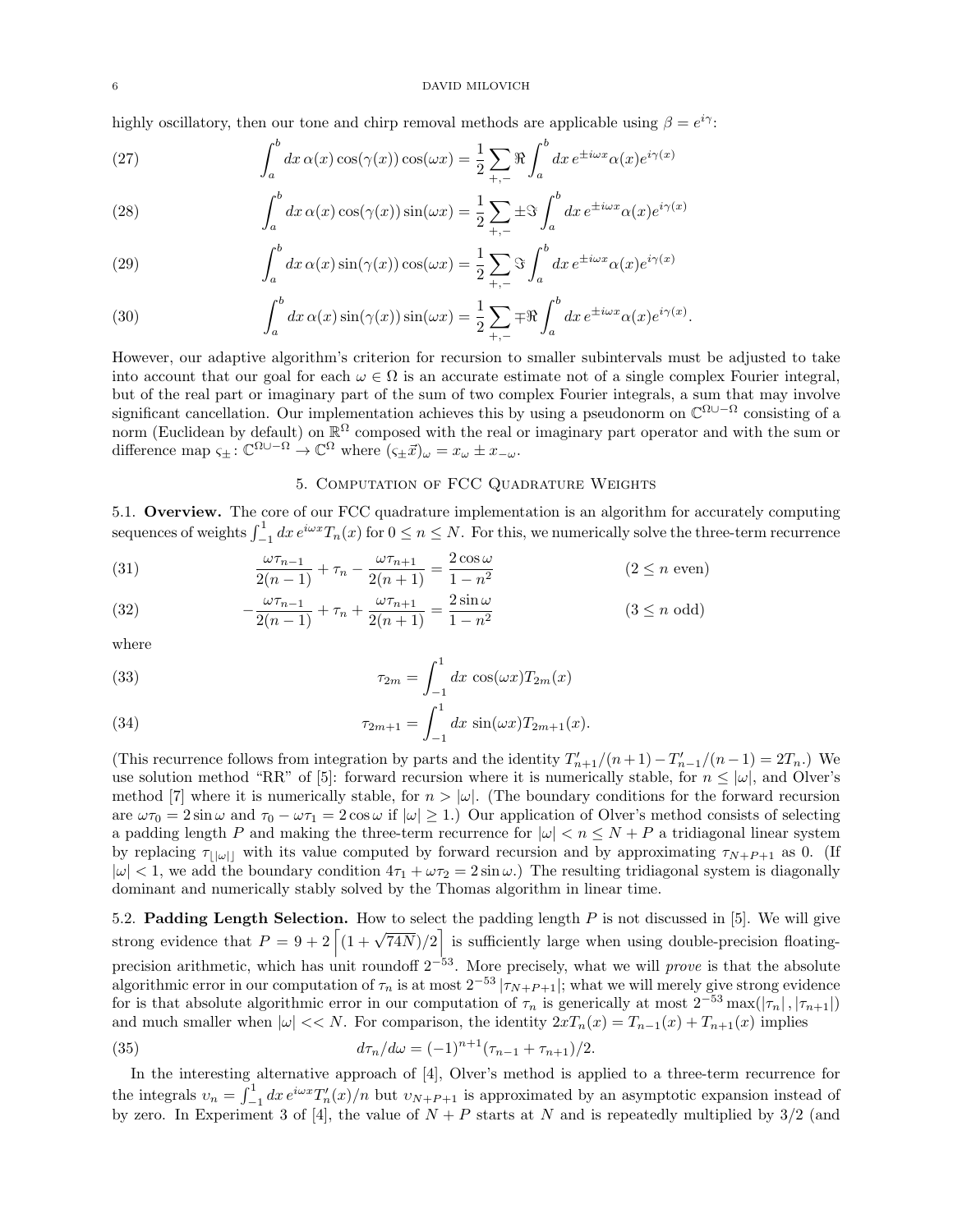highly oscillatory, then our tone and chirp removal methods are applicable using $\beta = e^{i\gamma}$:

$$\int_a^b dx\, \alpha(x)\cos(\gamma(x))\cos(\omega x) = \frac{1}{2}\sum_{+,-} \Re \int_a^b dx\, e^{\pm i\omega x}\alpha(x)e^{i\gamma(x)} \tag{27}$$

$$\int_a^b dx\, \alpha(x)\cos(\gamma(x))\sin(\omega x) = \frac{1}{2}\sum_{+,-} \pm\Im \int_a^b dx\, e^{\pm i\omega x}\alpha(x)e^{i\gamma(x)} \tag{28}$$

$$\int_a^b dx\, \alpha(x)\sin(\gamma(x))\cos(\omega x) = \frac{1}{2}\sum_{+,-} \Im \int_a^b dx\, e^{\pm i\omega x}\alpha(x)e^{i\gamma(x)} \tag{29}$$

$$\int_a^b dx\, \alpha(x)\sin(\gamma(x))\sin(\omega x) = \frac{1}{2}\sum_{+,-} \mp\Re \int_a^b dx\, e^{\pm i\omega x}\alpha(x)e^{i\gamma(x)}. \tag{30}$$

However, our adaptive algorithm's criterion for recursion to smaller subintervals must be adjusted to take into account that our goal for each $\omega \in \Omega$ is an accurate estimate not of a single complex Fourier integral, but of the real part or imaginary part of the sum of two complex Fourier integrals, a sum that may involve significant cancellation. Our implementation achieves this by using a pseudonorm on $\mathbb{C}^{\Omega\cup -\Omega}$ consisting of a norm (Euclidean by default) on $\mathbb{R}^{\Omega}$ composed with the real or imaginary part operator and with the sum or difference map $\varsigma_{\pm} \colon \mathbb{C}^{\Omega\cup-\Omega} \to \mathbb{C}^{\Omega}$ where $(\varsigma_{\pm}\vec{x})_\omega = x_\omega \pm x_{-\omega}$.

## 5. Computation of FCC Quadrature Weights

**5.1. Overview.** The core of our FCC quadrature implementation is an algorithm for accurately computing sequences of weights $\int_{-1}^{1} dx\, e^{i\omega x}T_n(x)$ for $0 \le n \le N$. For this, we numerically solve the three-term recurrence

$$\frac{\omega\tau_{n-1}}{2(n-1)} + \tau_n - \frac{\omega\tau_{n+1}}{2(n+1)} = \frac{2\cos\omega}{1-n^2} \qquad (2 \le n \text{ even}) \tag{31}$$

$$-\frac{\omega\tau_{n-1}}{2(n-1)} + \tau_n + \frac{\omega\tau_{n+1}}{2(n+1)} = \frac{2\sin\omega}{1-n^2} \qquad (3 \le n \text{ odd}) \tag{32}$$

where

$$\tau_{2m} = \int_{-1}^{1} dx\, \cos(\omega x)T_{2m}(x) \tag{33}$$

$$\tau_{2m+1} = \int_{-1}^{1} dx\, \sin(\omega x)T_{2m+1}(x). \tag{34}$$

(This recurrence follows from integration by parts and the identity $T'_{n+1}/(n+1) - T'_{n-1}/(n-1) = 2T_n$.) We use solution method "RR" of [5]: forward recursion where it is numerically stable, for $n \le |\omega|$, and Olver's method [7] where it is numerically stable, for $n > |\omega|$. (The boundary conditions for the forward recursion are $\omega\tau_0 = 2\sin\omega$ and $\tau_0 - \omega\tau_1 = 2\cos\omega$ if $|\omega| \ge 1$.) Our application of Olver's method consists of selecting a padding length $P$ and making the three-term recurrence for $|\omega| < n \le N + P$ a tridiagonal linear system by replacing $\tau_{\lfloor|\omega|\rfloor}$ with its value computed by forward recursion and by approximating $\tau_{N+P+1}$ as 0. (If $|\omega| < 1$, we add the boundary condition $4\tau_1 + \omega\tau_2 = 2\sin\omega$.) The resulting tridiagonal system is diagonally dominant and numerically stably solved by the Thomas algorithm in linear time.

**5.2. Padding Length Selection.** How to select the padding length $P$ is not discussed in [5]. We will give strong evidence that $P = 9 + 2\left\lceil (1 + \sqrt{74N})/2 \right\rceil$ is sufficiently large when using double-precision floating-precision arithmetic, which has unit roundoff $2^{-53}$. More precisely, what we will *prove* is that the absolute algorithmic error in our computation of $\tau_n$ is at most $2^{-53}|\tau_{N+P+1}|$; what we will merely give strong evidence for is that absolute algorithmic error in our computation of $\tau_n$ is generically at most $2^{-53}\max(|\tau_n|, |\tau_{n+1}|)$ and much smaller when $|\omega| << N$. For comparison, the identity $2xT_n(x) = T_{n-1}(x) + T_{n+1}(x)$ implies

$$d\tau_n/d\omega = (-1)^{n+1}(\tau_{n-1} + \tau_{n+1})/2. \tag{35}$$

In the interesting alternative approach of [4], Olver's method is applied to a three-term recurrence for the integrals $\upsilon_n = \int_{-1}^{1} dx\, e^{i\omega x}T'_n(x)/n$ but $\upsilon_{N+P+1}$ is approximated by an asymptotic expansion instead of by zero. In Experiment 3 of [4], the value of $N + P$ starts at $N$ and is repeatedly multiplied by 3/2 (and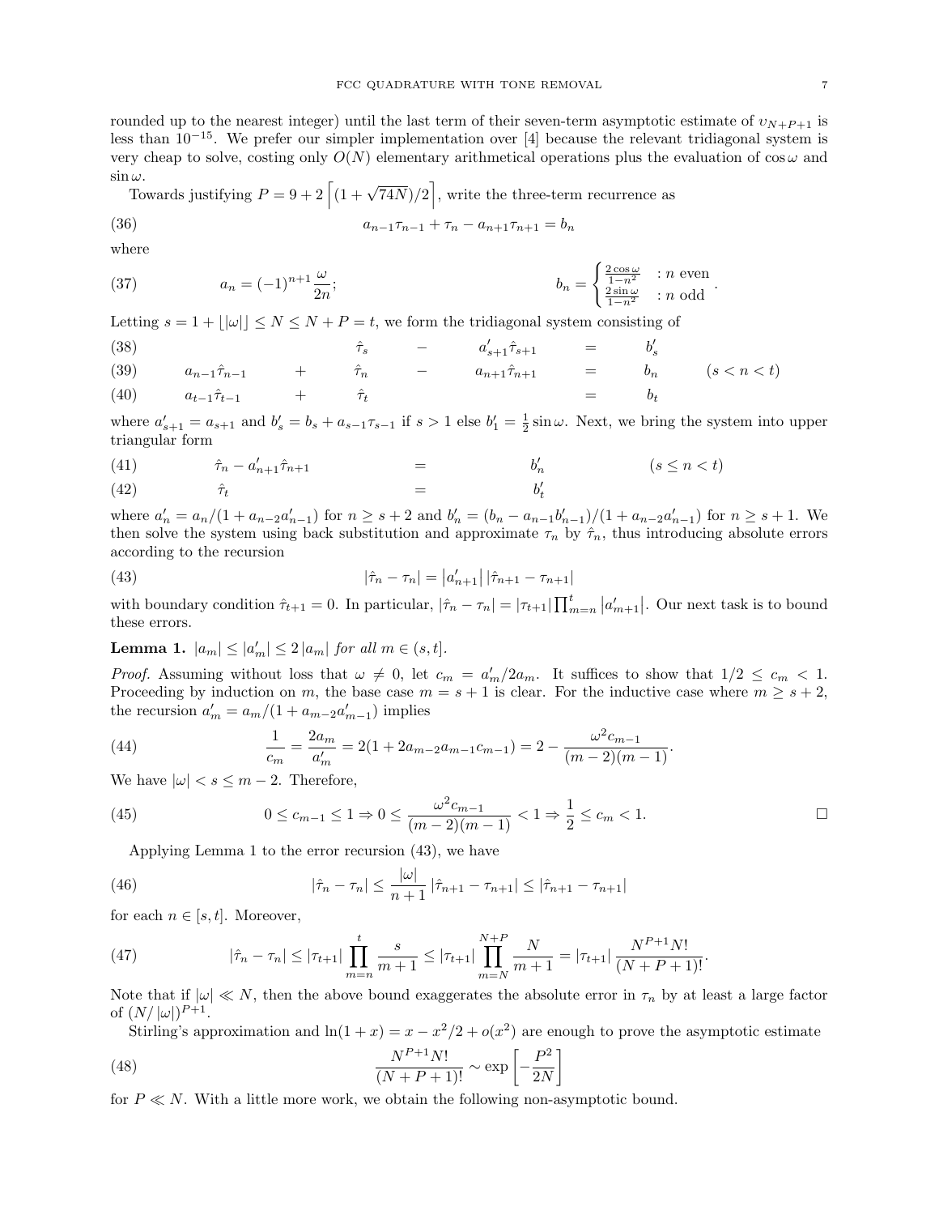rounded up to the nearest integer) until the last term of their seven-term asymptotic estimate of $\upsilon_{N+P+1}$ is less than $10^{-15}$. We prefer our simpler implementation over [4] because the relevant tridiagonal system is very cheap to solve, costing only $O(N)$ elementary arithmetical operations plus the evaluation of $\cos\omega$ and $\sin\omega$.

Towards justifying $P = 9 + 2\left\lceil (1+\sqrt{74N})/2 \right\rceil$, write the three-term recurrence as

$$a_{n-1}\tau_{n-1} + \tau_n - a_{n+1}\tau_{n+1} = b_n \tag{36}$$

where

$$a_n = (-1)^{n+1}\frac{\omega}{2n}; \qquad b_n = \begin{cases} \frac{2\cos\omega}{1-n^2} & : n \text{ even} \\ \frac{2\sin\omega}{1-n^2} & : n \text{ odd} \end{cases}. \tag{37}$$

Letting $s = 1 + \lfloor |\omega| \rfloor \le N \le N + P = t$, we form the tridiagonal system consisting of

$$\hat{\tau}_s - a'_{s+1}\hat{\tau}_{s+1} = b'_s \tag{38}$$

$$a_{n-1}\hat{\tau}_{n-1} + \hat{\tau}_n - a_{n+1}\hat{\tau}_{n+1} = b_n \qquad (s < n < t) \tag{39}$$

$$a_{t-1}\hat{\tau}_{t-1} + \hat{\tau}_t = b_t \tag{40}$$

where $a'_{s+1} = a_{s+1}$ and $b'_s = b_s + a_{s-1}\tau_{s-1}$ if $s > 1$ else $b'_1 = \frac{1}{2}\sin\omega$. Next, we bring the system into upper triangular form

$$\hat{\tau}_n - a'_{n+1}\hat{\tau}_{n+1} = b'_n \qquad (s \le n < t) \tag{41}$$

$$\hat{\tau}_t = b'_t \tag{42}$$

where $a'_n = a_n/(1 + a_{n-2}a'_{n-1})$ for $n \ge s+2$ and $b'_n = (b_n - a_{n-1}b'_{n-1})/(1 + a_{n-2}a'_{n-1})$ for $n \ge s+1$. We then solve the system using back substitution and approximate $\tau_n$ by $\hat{\tau}_n$, thus introducing absolute errors according to the recursion

$$|\hat{\tau}_n - \tau_n| = \left|a'_{n+1}\right| |\hat{\tau}_{n+1} - \tau_{n+1}| \tag{43}$$

with boundary condition $\hat{\tau}_{t+1} = 0$. In particular, $|\hat{\tau}_n - \tau_n| = |\tau_{t+1}| \prod_{m=n}^{t} \left|a'_{m+1}\right|$. Our next task is to bound these errors.

**Lemma 1.** *$|a_m| \le |a'_m| \le 2|a_m|$ for all $m \in (s, t]$.*

*Proof.* Assuming without loss that $\omega \ne 0$, let $c_m = a'_m/2a_m$. It suffices to show that $1/2 \le c_m < 1$. Proceeding by induction on $m$, the base case $m = s+1$ is clear. For the inductive case where $m \ge s+2$, the recursion $a'_m = a_m/(1 + a_{m-2}a'_{m-1})$ implies

$$\frac{1}{c_m} = \frac{2a_m}{a'_m} = 2(1 + 2a_{m-2}a_{m-1}c_{m-1}) = 2 - \frac{\omega^2 c_{m-1}}{(m-2)(m-1)}. \tag{44}$$

We have $|\omega| < s \le m-2$. Therefore,

$$0 \le c_{m-1} \le 1 \Rightarrow 0 \le \frac{\omega^2 c_{m-1}}{(m-2)(m-1)} < 1 \Rightarrow \frac{1}{2} \le c_m < 1. \tag{45}$$

$\square$

Applying Lemma 1 to the error recursion (43), we have

$$|\hat{\tau}_n - \tau_n| \le \frac{|\omega|}{n+1} |\hat{\tau}_{n+1} - \tau_{n+1}| \le |\hat{\tau}_{n+1} - \tau_{n+1}| \tag{46}$$

for each $n \in [s, t]$. Moreover,

$$|\hat{\tau}_n - \tau_n| \le |\tau_{t+1}| \prod_{m=n}^{t} \frac{s}{m+1} \le |\tau_{t+1}| \prod_{m=N}^{N+P} \frac{N}{m+1} = |\tau_{t+1}| \frac{N^{P+1}N!}{(N+P+1)!}. \tag{47}$$

Note that if $|\omega| \ll N$, then the above bound exaggerates the absolute error in $\tau_n$ by at least a large factor of $(N/|\omega|)^{P+1}$.

Stirling's approximation and $\ln(1+x) = x - x^2/2 + o(x^2)$ are enough to prove the asymptotic estimate

$$\frac{N^{P+1}N!}{(N+P+1)!} \sim \exp\left[-\frac{P^2}{2N}\right] \tag{48}$$

for $P \ll N$. With a little more work, we obtain the following non-asymptotic bound.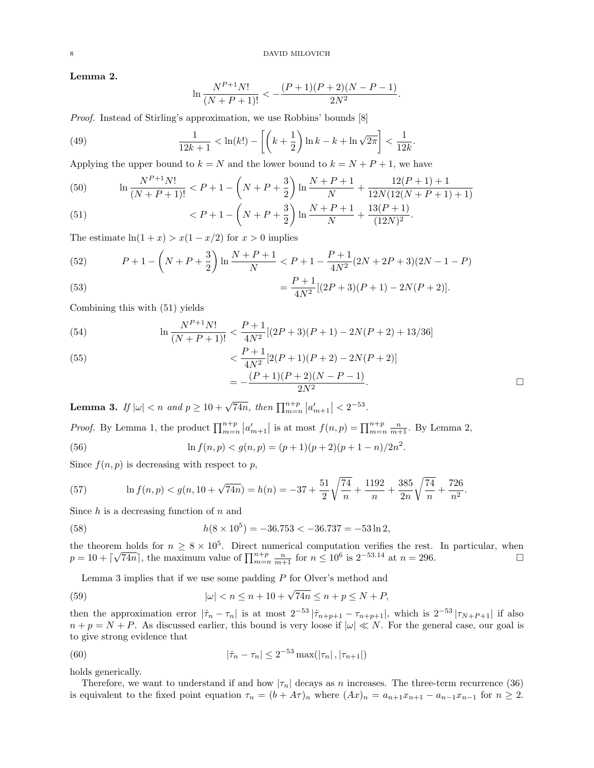**Lemma 2.**

$$\ln \frac{N^{P+1} N!}{(N+P+1)!} < -\frac{(P+1)(P+2)(N-P-1)}{2N^2}.$$

*Proof.* Instead of Stirling's approximation, we use Robbins' bounds [8]

$$\frac{1}{12k+1} < \ln(k!) - \left[\left(k+\frac{1}{2}\right)\ln k - k + \ln\sqrt{2\pi}\right] < \frac{1}{12k}. \tag{49}$$

Applying the upper bound to $k = N$ and the lower bound to $k = N+P+1$, we have

$$\ln \frac{N^{P+1} N!}{(N+P+1)!} < P+1 - \left(N+P+\frac{3}{2}\right)\ln\frac{N+P+1}{N} + \frac{12(P+1)+1}{12N(12(N+P+1)+1)} \tag{50}$$

$$< P+1 - \left(N+P+\frac{3}{2}\right)\ln\frac{N+P+1}{N} + \frac{13(P+1)}{(12N)^2}. \tag{51}$$

The estimate $\ln(1+x) > x(1-x/2)$ for $x > 0$ implies

$$P+1 - \left(N+P+\frac{3}{2}\right)\ln\frac{N+P+1}{N} < P+1 - \frac{P+1}{4N^2}(2N+2P+3)(2N-1-P) \tag{52}$$

$$= \frac{P+1}{4N^2}[(2P+3)(P+1) - 2N(P+2)]. \tag{53}$$

Combining this with (51) yields

$$\ln \frac{N^{P+1} N!}{(N+P+1)!} < \frac{P+1}{4N^2}[(2P+3)(P+1) - 2N(P+2) + 13/36] \tag{54}$$

$$< \frac{P+1}{4N^2}[2(P+1)(P+2) - 2N(P+2)] \tag{55}$$

$$= -\frac{(P+1)(P+2)(N-P-1)}{2N^2}.$$

□

**Lemma 3.** *If $|\omega| < n$ and $p \geq 10 + \sqrt{74n}$, then $\prod_{m=n}^{n+p} |a'_{m+1}| < 2^{-53}$.*

*Proof.* By Lemma 1, the product $\prod_{m=n}^{n+p} |a'_{m+1}|$ is at most $f(n,p) = \prod_{m=n}^{n+p} \frac{n}{m+1}$. By Lemma 2,

$$\ln f(n,p) < g(n,p) = (p+1)(p+2)(p+1-n)/2n^2. \tag{56}$$

Since $f(n,p)$ is decreasing with respect to $p$,

$$\ln f(n,p) < g(n, 10+\sqrt{74n}) = h(n) = -37 + \frac{51}{2}\sqrt{\frac{74}{n}} + \frac{1192}{n} + \frac{385}{2n}\sqrt{\frac{74}{n}} + \frac{726}{n^2}. \tag{57}$$

Since $h$ is a decreasing function of $n$ and

$$h(8\times 10^5) = -36.753 < -36.737 = -53\ln 2, \tag{58}$$

the theorem holds for $n \geq 8\times 10^5$. Direct numerical computation verifies the rest. In particular, when $p = 10 + \lceil\sqrt{74n}\rceil$, the maximum value of $\prod_{m=n}^{n+p} \frac{n}{m+1}$ for $n \leq 10^6$ is $2^{-53.14}$ at $n = 296$. □

Lemma 3 implies that if we use some padding $P$ for Olver's method and

$$|\omega| < n \leq n + 10 + \sqrt{74n} \leq n + p \leq N + P, \tag{59}$$

then the approximation error $|\hat{\tau}_n - \tau_n|$ is at most $2^{-53}|\hat{\tau}_{n+p+1} - \tau_{n+p+1}|$, which is $2^{-53}|\tau_{N+P+1}|$ if also $n + p = N + P$. As discussed earlier, this bound is very loose if $|\omega| \ll N$. For the general case, our goal is to give strong evidence that

$$|\hat{\tau}_n - \tau_n| \leq 2^{-53}\max(|\tau_n|, |\tau_{n+1}|) \tag{60}$$

holds generically.

Therefore, we want to understand if and how $|\tau_n|$ decays as $n$ increases. The three-term recurrence (36) is equivalent to the fixed point equation $\tau_n = (b + A\tau)_n$ where $(Ax)_n = a_{n+1}x_{n+1} - a_{n-1}x_{n-1}$ for $n \geq 2$.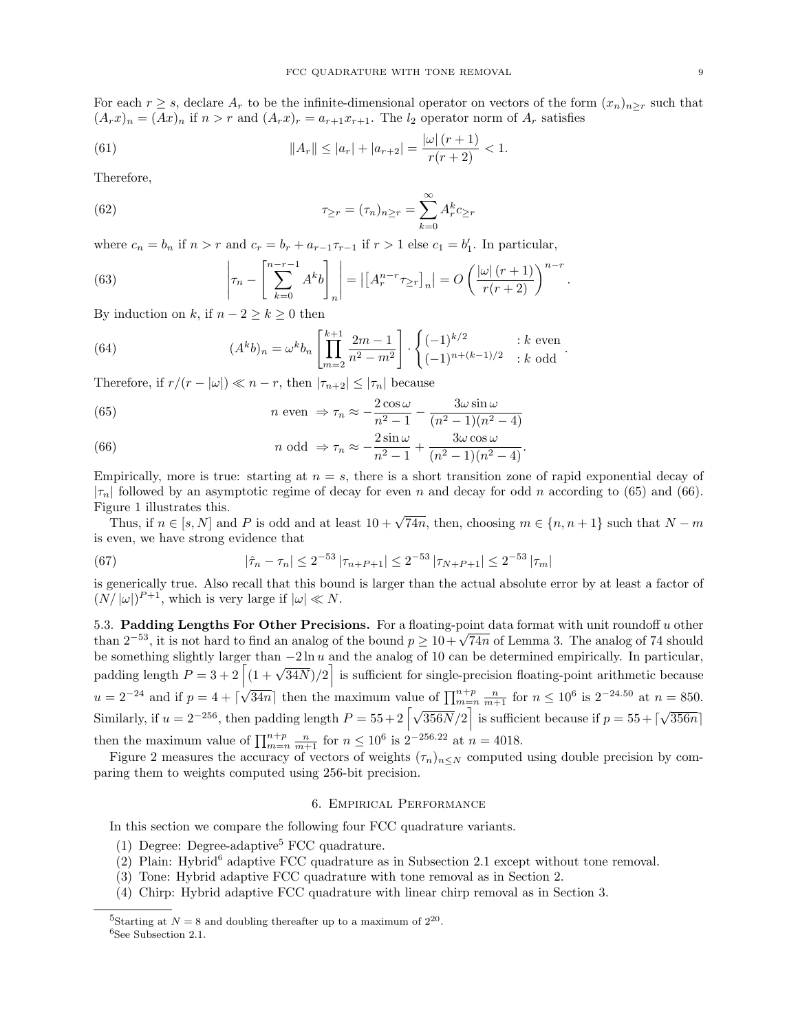For each $r \geq s$, declare $A_r$ to be the infinite-dimensional operator on vectors of the form $(x_n)_{n \geq r}$ such that $(A_r x)_n = (Ax)_n$ if $n > r$ and $(A_r x)_r = a_{r+1} x_{r+1}$. The $l_2$ operator norm of $A_r$ satisfies

$$\|A_r\| \leq |a_r| + |a_{r+2}| = \frac{|\omega|\,(r+1)}{r(r+2)} < 1. \tag{61}$$

Therefore,

$$\tau_{\geq r} = (\tau_n)_{n \geq r} = \sum_{k=0}^{\infty} A_r^k c_{\geq r} \tag{62}$$

where $c_n = b_n$ if $n > r$ and $c_r = b_r + a_{r-1}\tau_{r-1}$ if $r > 1$ else $c_1 = b_1'$. In particular,

$$\left| \tau_n - \left[ \sum_{k=0}^{n-r-1} A^k b \right]_n \right| = \left| \left[ A_r^{n-r} \tau_{\geq r} \right]_n \right| = O\left( \frac{|\omega|\,(r+1)}{r(r+2)} \right)^{n-r}. \tag{63}$$

By induction on $k$, if $n - 2 \geq k \geq 0$ then

$$(A^k b)_n = \omega^k b_n \left[ \prod_{m=2}^{k+1} \frac{2m-1}{n^2 - m^2} \right] \cdot \begin{cases} (-1)^{k/2} & : k \text{ even} \\ (-1)^{n+(k-1)/2} & : k \text{ odd} \end{cases}. \tag{64}$$

Therefore, if $r/(r - |\omega|) \ll n - r$, then $|\tau_{n+2}| \leq |\tau_n|$ because

$$n \text{ even } \Rightarrow \tau_n \approx -\frac{2\cos\omega}{n^2-1} - \frac{3\omega \sin\omega}{(n^2-1)(n^2-4)} \tag{65}$$

$$n \text{ odd } \Rightarrow \tau_n \approx -\frac{2\sin\omega}{n^2-1} + \frac{3\omega \cos\omega}{(n^2-1)(n^2-4)}. \tag{66}$$

Empirically, more is true: starting at $n = s$, there is a short transition zone of rapid exponential decay of $|\tau_n|$ followed by an asymptotic regime of decay for even $n$ and decay for odd $n$ according to (65) and (66). Figure 1 illustrates this.

Thus, if $n \in [s, N]$ and $P$ is odd and at least $10 + \sqrt{74n}$, then, choosing $m \in \{n, n+1\}$ such that $N - m$ is even, we have strong evidence that

$$|\hat{\tau}_n - \tau_n| \leq 2^{-53} |\tau_{n+P+1}| \leq 2^{-53} |\tau_{N+P+1}| \leq 2^{-53} |\tau_m| \tag{67}$$

is generically true. Also recall that this bound is larger than the actual absolute error by at least a factor of $(N/|\omega|)^{P+1}$, which is very large if $|\omega| \ll N$.

**5.3. Padding Lengths For Other Precisions.** For a floating-point data format with unit roundoff $u$ other than $2^{-53}$, it is not hard to find an analog of the bound $p \geq 10 + \sqrt{74n}$ of Lemma 3. The analog of 74 should be something slightly larger than $-2\ln u$ and the analog of 10 can be determined empirically. In particular, padding length $P = 3 + 2\left\lceil (1 + \sqrt{34N})/2 \right\rceil$ is sufficient for single-precision floating-point arithmetic because $u = 2^{-24}$ and if $p = 4 + \lceil \sqrt{34n} \rceil$ then the maximum value of $\prod_{m=n}^{n+p} \frac{n}{m+1}$ for $n \leq 10^6$ is $2^{-24.50}$ at $n = 850$. Similarly, if $u = 2^{-256}$, then padding length $P = 55 + 2\left\lceil \sqrt{356N}/2 \right\rceil$ is sufficient because if $p = 55 + \lceil \sqrt{356n} \rceil$ then the maximum value of $\prod_{m=n}^{n+p} \frac{n}{m+1}$ for $n \leq 10^6$ is $2^{-256.22}$ at $n = 4018$.

Figure 2 measures the accuracy of vectors of weights $(\tau_n)_{n \leq N}$ computed using double precision by comparing them to weights computed using 256-bit precision.

## 6. Empirical Performance

In this section we compare the following four FCC quadrature variants.

(1) Degree: Degree-adaptive[5] FCC quadrature.
(2) Plain: Hybrid[6] adaptive FCC quadrature as in Subsection 2.1 except without tone removal.
(3) Tone: Hybrid adaptive FCC quadrature with tone removal as in Section 2.
(4) Chirp: Hybrid adaptive FCC quadrature with linear chirp removal as in Section 3.

[5] Starting at $N = 8$ and doubling thereafter up to a maximum of $2^{20}$.

[6] See Subsection 2.1.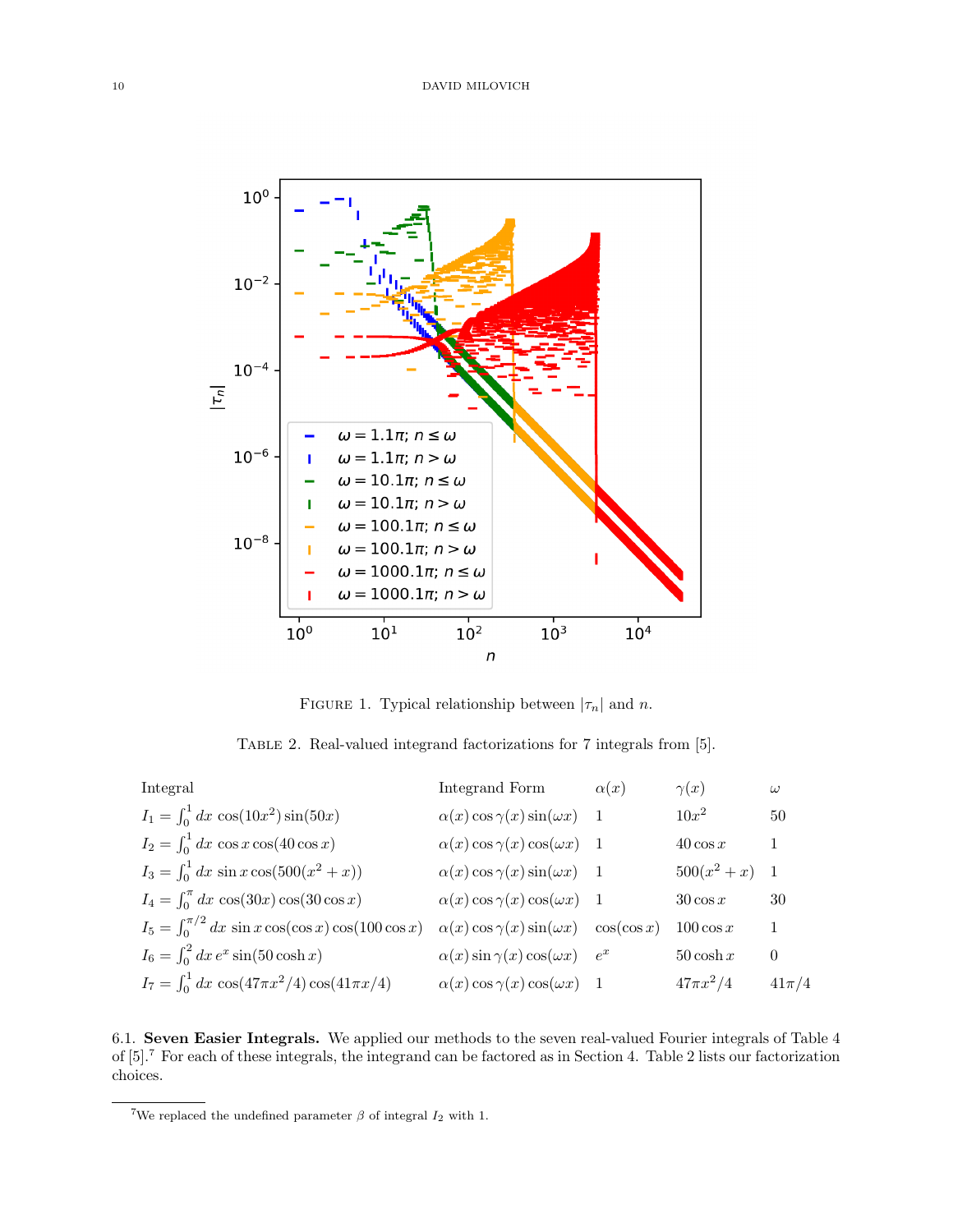FIGURE 1. Typical relationship between $|\tau_n|$ and $n$.

TABLE 2. Real-valued integrand factorizations for 7 integrals from [5].

| Integral | Integrand Form | $\alpha(x)$ | $\gamma(x)$ | $\omega$ |
|---|---|---|---|---|
| $I_1 = \int_0^1 dx\ \cos(10x^2)\sin(50x)$ | $\alpha(x)\cos\gamma(x)\sin(\omega x)$ | 1 | $10x^2$ | 50 |
| $I_2 = \int_0^1 dx\ \cos x \cos(40\cos x)$ | $\alpha(x)\cos\gamma(x)\cos(\omega x)$ | 1 | $40\cos x$ | 1 |
| $I_3 = \int_0^1 dx\ \sin x \cos(500(x^2+x))$ | $\alpha(x)\cos\gamma(x)\sin(\omega x)$ | 1 | $500(x^2+x)$ | 1 |
| $I_4 = \int_0^\pi dx\ \cos(30x)\cos(30\cos x)$ | $\alpha(x)\cos\gamma(x)\cos(\omega x)$ | 1 | $30\cos x$ | 30 |
| $I_5 = \int_0^{\pi/2} dx\ \sin x \cos(\cos x)\cos(100\cos x)$ | $\alpha(x)\cos\gamma(x)\sin(\omega x)$ | $\cos(\cos x)$ | $100\cos x$ | 1 |
| $I_6 = \int_0^2 dx\, e^x \sin(50\cosh x)$ | $\alpha(x)\sin\gamma(x)\cos(\omega x)$ | $e^x$ | $50\cosh x$ | 0 |
| $I_7 = \int_0^1 dx\ \cos(47\pi x^2/4)\cos(41\pi x/4)$ | $\alpha(x)\cos\gamma(x)\cos(\omega x)$ | 1 | $47\pi x^2/4$ | $41\pi/4$ |

### 6.1. Seven Easier Integrals.

We applied our methods to the seven real-valued Fourier integrals of Table 4 of [5].[7] For each of these integrals, the integrand can be factored as in Section 4. Table 2 lists our factorization choices.

[7] We replaced the undefined parameter $\beta$ of integral $I_2$ with 1.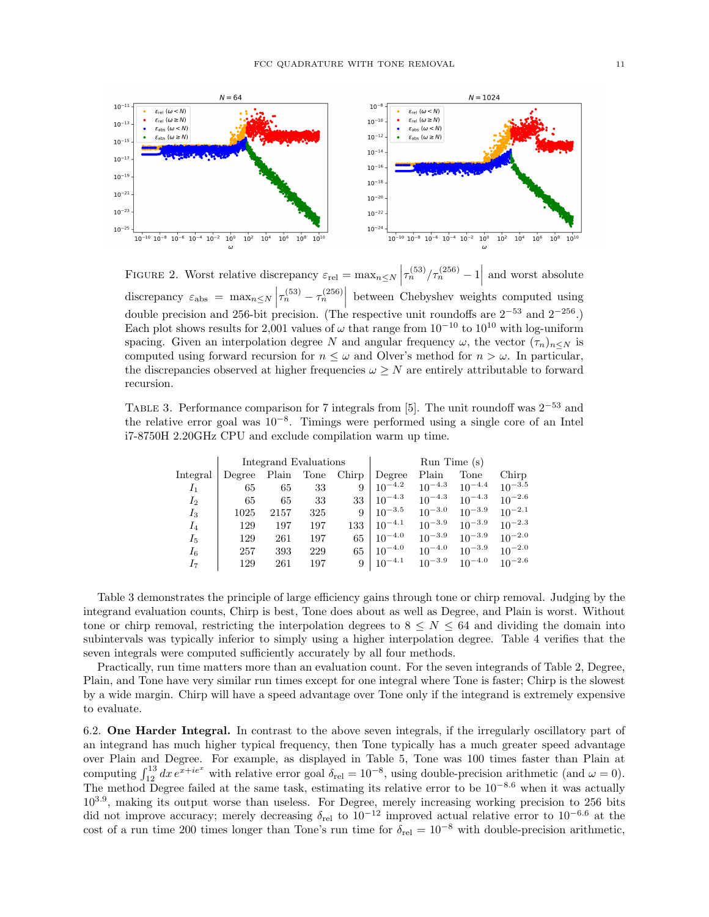Figure 2. Worst relative discrepancy $\varepsilon_{\mathrm{rel}} = \max_{n \le N} \left| \tau_n^{(53)}/\tau_n^{(256)} - 1 \right|$ and worst absolute discrepancy $\varepsilon_{\mathrm{abs}} = \max_{n \le N} \left| \tau_n^{(53)} - \tau_n^{(256)} \right|$ between Chebyshev weights computed using double precision and 256-bit precision. (The respective unit roundoffs are $2^{-53}$ and $2^{-256}$.) Each plot shows results for 2,001 values of $\omega$ that range from $10^{-10}$ to $10^{10}$ with log-uniform spacing. Given an interpolation degree $N$ and angular frequency $\omega$, the vector $(\tau_n)_{n \le N}$ is computed using forward recursion for $n \le \omega$ and Olver's method for $n > \omega$. In particular, the discrepancies observed at higher frequencies $\omega \ge N$ are entirely attributable to forward recursion.

Table 3. Performance comparison for 7 integrals from [5]. The unit roundoff was $2^{-53}$ and the relative error goal was $10^{-8}$. Timings were performed using a single core of an Intel i7-8750H 2.20GHz CPU and exclude compilation warm up time.

| | Integrand Evaluations | | | | Run Time (s) | | | |
|---|---|---|---|---|---|---|---|---|
| Integral | Degree | Plain | Tone | Chirp | Degree | Plain | Tone | Chirp |
| $I_1$ | 65 | 65 | 33 | 9 | $10^{-4.2}$ | $10^{-4.3}$ | $10^{-4.4}$ | $10^{-3.5}$ |
| $I_2$ | 65 | 65 | 33 | 33 | $10^{-4.3}$ | $10^{-4.3}$ | $10^{-4.3}$ | $10^{-2.6}$ |
| $I_3$ | 1025 | 2157 | 325 | 9 | $10^{-3.5}$ | $10^{-3.0}$ | $10^{-3.9}$ | $10^{-2.1}$ |
| $I_4$ | 129 | 197 | 197 | 133 | $10^{-4.1}$ | $10^{-3.9}$ | $10^{-3.9}$ | $10^{-2.3}$ |
| $I_5$ | 129 | 261 | 197 | 65 | $10^{-4.0}$ | $10^{-3.9}$ | $10^{-3.9}$ | $10^{-2.0}$ |
| $I_6$ | 257 | 393 | 229 | 65 | $10^{-4.0}$ | $10^{-4.0}$ | $10^{-3.9}$ | $10^{-2.0}$ |
| $I_7$ | 129 | 261 | 197 | 9 | $10^{-4.1}$ | $10^{-3.9}$ | $10^{-4.0}$ | $10^{-2.6}$ |

Table 3 demonstrates the principle of large efficiency gains through tone or chirp removal. Judging by the integrand evaluation counts, Chirp is best, Tone does about as well as Degree, and Plain is worst. Without tone or chirp removal, restricting the interpolation degrees to $8 \le N \le 64$ and dividing the domain into subintervals was typically inferior to simply using a higher interpolation degree. Table 4 verifies that the seven integrals were computed sufficiently accurately by all four methods.

Practically, run time matters more than an evaluation count. For the seven integrands of Table 2, Degree, Plain, and Tone have very similar run times except for one integral where Tone is faster; Chirp is the slowest by a wide margin. Chirp will have a speed advantage over Tone only if the integrand is extremely expensive to evaluate.

6.2. **One Harder Integral.** In contrast to the above seven integrals, if the irregularly oscillatory part of an integrand has much higher typical frequency, then Tone typically has a much greater speed advantage over Plain and Degree. For example, as displayed in Table 5, Tone was 100 times faster than Plain at computing $\int_{12}^{13} dx\, e^{x+ie^x}$ with relative error goal $\delta_{\mathrm{rel}} = 10^{-8}$, using double-precision arithmetic (and $\omega = 0$). The method Degree failed at the same task, estimating its relative error to be $10^{-8.6}$ when it was actually $10^{3.9}$, making its output worse than useless. For Degree, merely increasing working precision to 256 bits did not improve accuracy; merely decreasing $\delta_{\mathrm{rel}}$ to $10^{-12}$ improved actual relative error to $10^{-6.6}$ at the cost of a run time 200 times longer than Tone's run time for $\delta_{\mathrm{rel}} = 10^{-8}$ with double-precision arithmetic,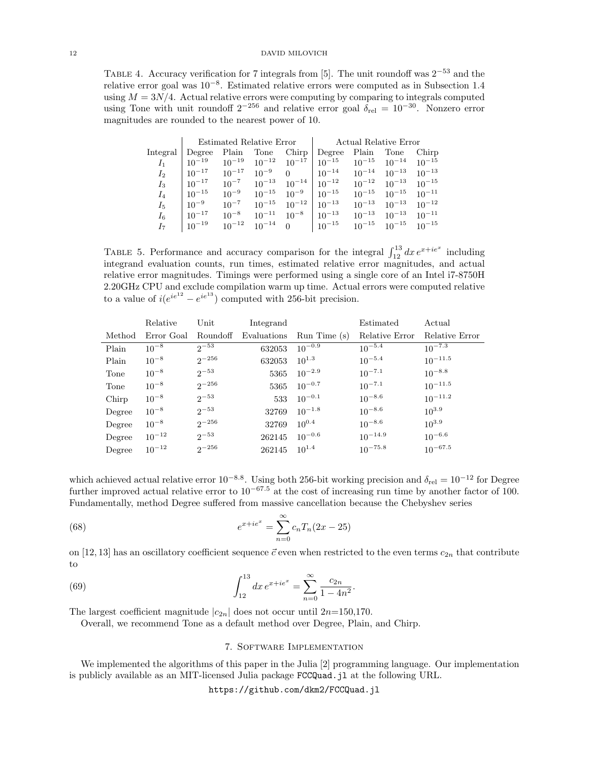TABLE 4. Accuracy verification for 7 integrals from [5]. The unit roundoff was $2^{-53}$ and the relative error goal was $10^{-8}$. Estimated relative errors were computed as in Subsection 1.4 using $M = 3N/4$. Actual relative errors were computing by comparing to integrals computed using Tone with unit roundoff $2^{-256}$ and relative error goal $\delta_{\text{rel}} = 10^{-30}$. Nonzero error magnitudes are rounded to the nearest power of 10.

| | Estimated Relative Error | | | | Actual Relative Error | | | |
|---|---|---|---|---|---|---|---|---|
| Integral | Degree | Plain | Tone | Chirp | Degree | Plain | Tone | Chirp |
| $I_1$ | $10^{-19}$ | $10^{-19}$ | $10^{-12}$ | $10^{-17}$ | $10^{-15}$ | $10^{-15}$ | $10^{-14}$ | $10^{-15}$ |
| $I_2$ | $10^{-17}$ | $10^{-17}$ | $10^{-9}$ | $0$ | $10^{-14}$ | $10^{-14}$ | $10^{-13}$ | $10^{-13}$ |
| $I_3$ | $10^{-17}$ | $10^{-7}$ | $10^{-13}$ | $10^{-14}$ | $10^{-12}$ | $10^{-12}$ | $10^{-13}$ | $10^{-15}$ |
| $I_4$ | $10^{-15}$ | $10^{-9}$ | $10^{-15}$ | $10^{-9}$ | $10^{-15}$ | $10^{-15}$ | $10^{-15}$ | $10^{-11}$ |
| $I_5$ | $10^{-9}$ | $10^{-7}$ | $10^{-15}$ | $10^{-12}$ | $10^{-13}$ | $10^{-13}$ | $10^{-13}$ | $10^{-12}$ |
| $I_6$ | $10^{-17}$ | $10^{-8}$ | $10^{-11}$ | $10^{-8}$ | $10^{-13}$ | $10^{-13}$ | $10^{-13}$ | $10^{-11}$ |
| $I_7$ | $10^{-19}$ | $10^{-12}$ | $10^{-14}$ | $0$ | $10^{-15}$ | $10^{-15}$ | $10^{-15}$ | $10^{-15}$ |

TABLE 5. Performance and accuracy comparison for the integral $\int_{12}^{13} dx\, e^{x+ie^x}$ including integrand evaluation counts, run times, estimated relative error magnitudes, and actual relative error magnitudes. Timings were performed using a single core of an Intel i7-8750H 2.20GHz CPU and exclude compilation warm up time. Actual errors were computed relative to a value of $i(e^{ie^{12}} - e^{ie^{13}})$ computed with 256-bit precision.

| Method | Relative Error Goal | Unit Roundoff | Integrand Evaluations | Run Time (s) | Estimated Relative Error | Actual Relative Error |
|---|---|---|---|---|---|---|
| Plain | $10^{-8}$ | $2^{-53}$ | 632053 | $10^{-0.9}$ | $10^{-5.4}$ | $10^{-7.3}$ |
| Plain | $10^{-8}$ | $2^{-256}$ | 632053 | $10^{1.3}$ | $10^{-5.4}$ | $10^{-11.5}$ |
| Tone | $10^{-8}$ | $2^{-53}$ | 5365 | $10^{-2.9}$ | $10^{-7.1}$ | $10^{-8.8}$ |
| Tone | $10^{-8}$ | $2^{-256}$ | 5365 | $10^{-0.7}$ | $10^{-7.1}$ | $10^{-11.5}$ |
| Chirp | $10^{-8}$ | $2^{-53}$ | 533 | $10^{-0.1}$ | $10^{-8.6}$ | $10^{-11.2}$ |
| Degree | $10^{-8}$ | $2^{-53}$ | 32769 | $10^{-1.8}$ | $10^{-8.6}$ | $10^{3.9}$ |
| Degree | $10^{-8}$ | $2^{-256}$ | 32769 | $10^{0.4}$ | $10^{-8.6}$ | $10^{3.9}$ |
| Degree | $10^{-12}$ | $2^{-53}$ | 262145 | $10^{-0.6}$ | $10^{-14.9}$ | $10^{-6.6}$ |
| Degree | $10^{-12}$ | $2^{-256}$ | 262145 | $10^{1.4}$ | $10^{-75.8}$ | $10^{-67.5}$ |

which achieved actual relative error $10^{-8.8}$. Using both 256-bit working precision and $\delta_{\text{rel}} = 10^{-12}$ for Degree further improved actual relative error to $10^{-67.5}$ at the cost of increasing run time by another factor of 100. Fundamentally, method Degree suffered from massive cancellation because the Chebyshev series

$$e^{x+ie^x} = \sum_{n=0}^{\infty} c_n T_n(2x - 25) \tag{68}$$

on $[12, 13]$ has an oscillatory coefficient sequence $\vec{c}$ even when restricted to the even terms $c_{2n}$ that contribute to

$$\int_{12}^{13} dx\, e^{x+ie^x} = \sum_{n=0}^{\infty} \frac{c_{2n}}{1 - 4n^2}. \tag{69}$$

The largest coefficient magnitude $|c_{2n}|$ does not occur until $2n$=150,170.

Overall, we recommend Tone as a default method over Degree, Plain, and Chirp.

## 7. Software Implementation

We implemented the algorithms of this paper in the Julia [2] programming language. Our implementation is publicly available as an MIT-licensed Julia package `FCCQuad.jl` at the following URL.

https://github.com/dkm2/FCCQuad.jl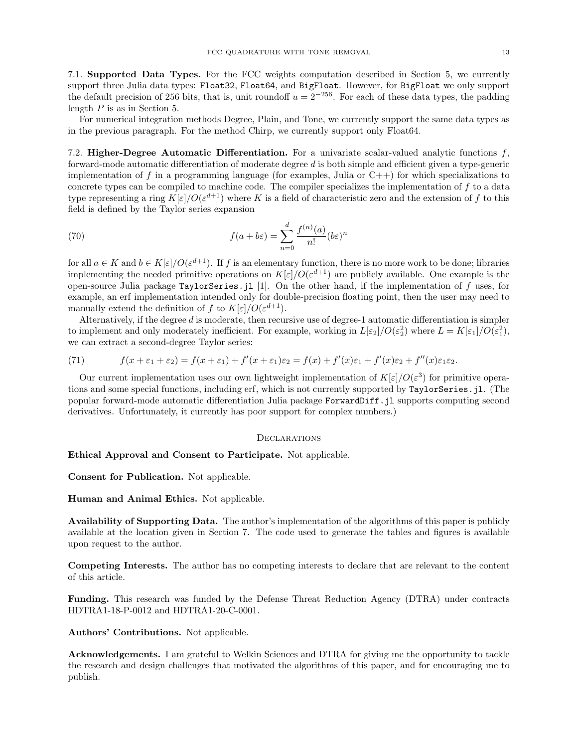7.1. **Supported Data Types.** For the FCC weights computation described in Section 5, we currently support three Julia data types: `Float32`, `Float64`, and `BigFloat`. However, for `BigFloat` we only support the default precision of 256 bits, that is, unit roundoff $u = 2^{-256}$. For each of these data types, the padding length $P$ is as in Section 5.

For numerical integration methods Degree, Plain, and Tone, we currently support the same data types as in the previous paragraph. For the method Chirp, we currently support only Float64.

7.2. **Higher-Degree Automatic Differentiation.** For a univariate scalar-valued analytic functions $f$, forward-mode automatic differentiation of moderate degree $d$ is both simple and efficient given a type-generic implementation of $f$ in a programming language (for examples, Julia or C++) for which specializations to concrete types can be compiled to machine code. The compiler specializes the implementation of $f$ to a data type representing a ring $K[\varepsilon]/O(\varepsilon^{d+1})$ where $K$ is a field of characteristic zero and the extension of $f$ to this field is defined by the Taylor series expansion

$$f(a + b\varepsilon) = \sum_{n=0}^{d} \frac{f^{(n)}(a)}{n!}(b\varepsilon)^n \tag{70}$$

for all $a \in K$ and $b \in K[\varepsilon]/O(\varepsilon^{d+1})$. If $f$ is an elementary function, there is no more work to be done; libraries implementing the needed primitive operations on $K[\varepsilon]/O(\varepsilon^{d+1})$ are publicly available. One example is the open-source Julia package `TaylorSeries.jl` [1]. On the other hand, if the implementation of $f$ uses, for example, an erf implementation intended only for double-precision floating point, then the user may need to manually extend the definition of $f$ to $K[\varepsilon]/O(\varepsilon^{d+1})$.

Alternatively, if the degree $d$ is moderate, then recursive use of degree-1 automatic differentiation is simpler to implement and only moderately inefficient. For example, working in $L[\varepsilon_2]/O(\varepsilon_2^2)$ where $L = K[\varepsilon_1]/O(\varepsilon_1^2)$, we can extract a second-degree Taylor series:

$$f(x + \varepsilon_1 + \varepsilon_2) = f(x + \varepsilon_1) + f'(x + \varepsilon_1)\varepsilon_2 = f(x) + f'(x)\varepsilon_1 + f'(x)\varepsilon_2 + f''(x)\varepsilon_1\varepsilon_2. \tag{71}$$

Our current implementation uses our own lightweight implementation of $K[\varepsilon]/O(\varepsilon^3)$ for primitive operations and some special functions, including erf, which is not currently supported by `TaylorSeries.jl`. (The popular forward-mode automatic differentiation Julia package `ForwardDiff.jl` supports computing second derivatives. Unfortunately, it currently has poor support for complex numbers.)

## Declarations

**Ethical Approval and Consent to Participate.** Not applicable.

**Consent for Publication.** Not applicable.

**Human and Animal Ethics.** Not applicable.

**Availability of Supporting Data.** The author's implementation of the algorithms of this paper is publicly available at the location given in Section 7. The code used to generate the tables and figures is available upon request to the author.

**Competing Interests.** The author has no competing interests to declare that are relevant to the content of this article.

**Funding.** This research was funded by the Defense Threat Reduction Agency (DTRA) under contracts HDTRA1-18-P-0012 and HDTRA1-20-C-0001.

**Authors' Contributions.** Not applicable.

**Acknowledgements.** I am grateful to Welkin Sciences and DTRA for giving me the opportunity to tackle the research and design challenges that motivated the algorithms of this paper, and for encouraging me to publish.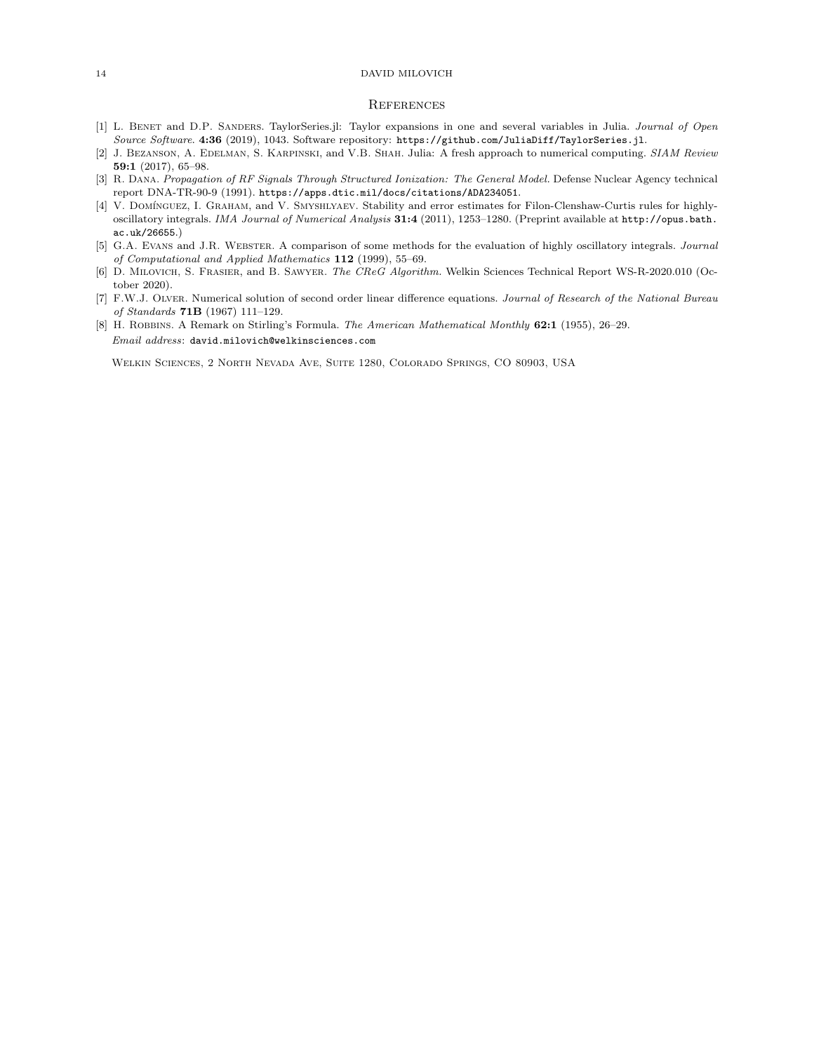## References

[1] L. Benet and D.P. Sanders. TaylorSeries.jl: Taylor expansions in one and several variables in Julia. *Journal of Open Source Software*. **4:36** (2019), 1043. Software repository: `https://github.com/JuliaDiff/TaylorSeries.jl`.

[2] J. Bezanson, A. Edelman, S. Karpinski, and V.B. Shah. Julia: A fresh approach to numerical computing. *SIAM Review* **59:1** (2017), 65–98.

[3] R. Dana. *Propagation of RF Signals Through Structured Ionization: The General Model*. Defense Nuclear Agency technical report DNA-TR-90-9 (1991). `https://apps.dtic.mil/docs/citations/ADA234051`.

[4] V. Domínguez, I. Graham, and V. Smyshlyaev. Stability and error estimates for Filon-Clenshaw-Curtis rules for highly-oscillatory integrals. *IMA Journal of Numerical Analysis* **31:4** (2011), 1253–1280. (Preprint available at `http://opus.bath.ac.uk/26655`.)

[5] G.A. Evans and J.R. Webster. A comparison of some methods for the evaluation of highly oscillatory integrals. *Journal of Computational and Applied Mathematics* **112** (1999), 55–69.

[6] D. Milovich, S. Frasier, and B. Sawyer. *The CReG Algorithm*. Welkin Sciences Technical Report WS-R-2020.010 (October 2020).

[7] F.W.J. Olver. Numerical solution of second order linear difference equations. *Journal of Research of the National Bureau of Standards* **71B** (1967) 111–129.

[8] H. Robbins. A Remark on Stirling's Formula. *The American Mathematical Monthly* **62:1** (1955), 26–29.

*Email address*: `david.milovich@welkinsciences.com`

Welkin Sciences, 2 North Nevada Ave, Suite 1280, Colorado Springs, CO 80903, USA